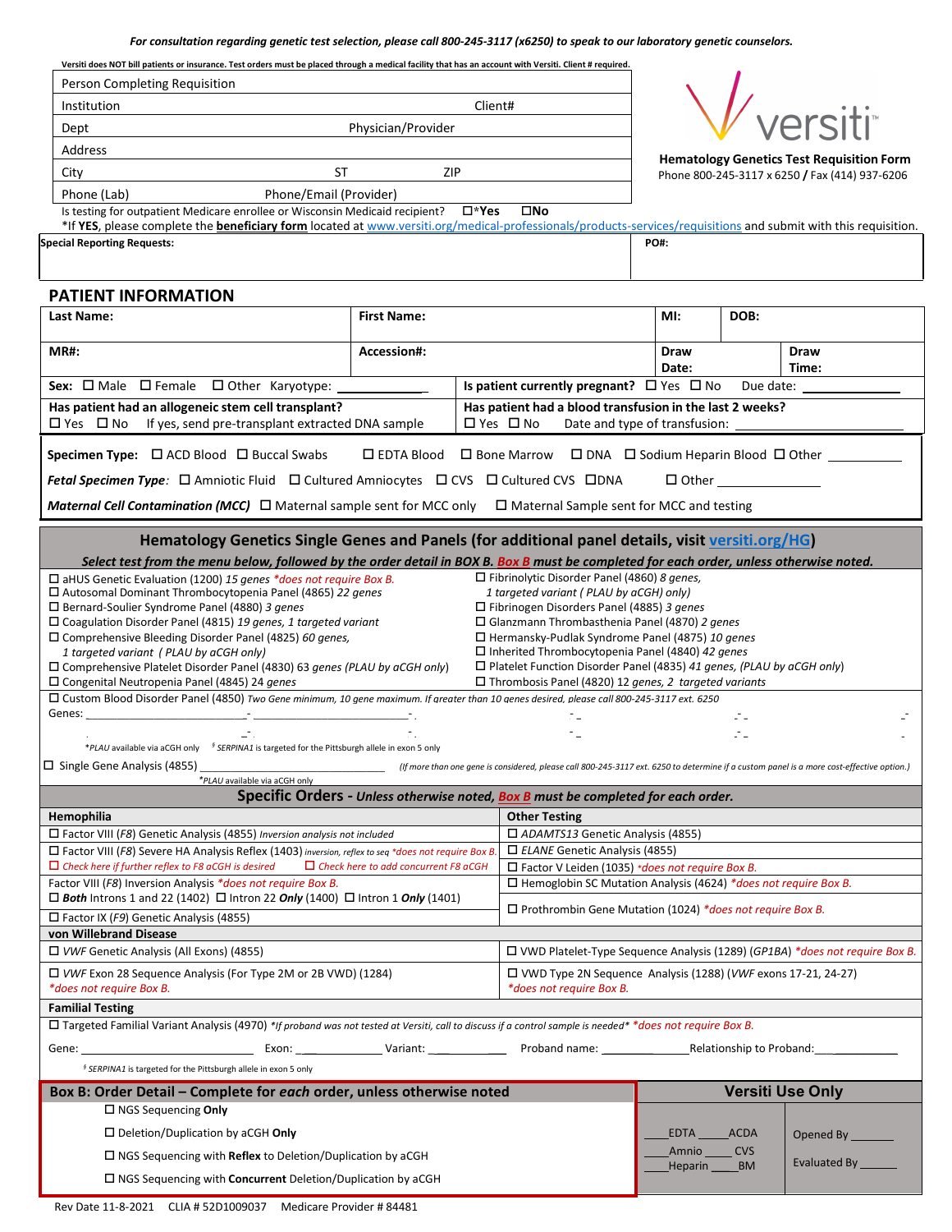*For consultation regarding genetic test selection, please call 800-245-3117 (x6250) to speak to our laboratory genetic counselors.*

**Versiti does NOT bill patients or insurance. Test orders must be placed through a medical facility that has an account with Versiti. Client # required.**

| Person Completing Requisition | |
|---|---|
| Institution | Client# |
| Dept | Physician/Provider |
| Address | |
| City | ST ZIP |
| Phone (Lab) | Phone/Email (Provider) |

versiti

**Hematology Genetics Test Requisition Form**
Phone 800-245-3117 x 6250 / Fax (414) 937-6206

Is testing for outpatient Medicare enrollee or Wisconsin Medicaid recipient? ☐ ***Yes** ☐ **No**
*If **YES**, please complete the **beneficiary form** located at www.versiti.org/medical-professionals/products-services/requisitions and submit with this requisition.

| **Special Reporting Requests:** | **PO#:** |
|---|---|

## PATIENT INFORMATION

| **Last Name:** | **First Name:** | **MI:** | **DOB:** |
|---|---|---|---|
| **MR#:** | **Accession#:** | **Draw Date:** | **Draw Time:** |

**Sex:** ☐ Male ☐ Female ☐ Other Karyotype: ____________ | **Is patient currently pregnant?** ☐ Yes ☐ No Due date: ____________

**Has patient had an allogeneic stem cell transplant?** ☐ Yes ☐ No If yes, send pre-transplant extracted DNA sample | **Has patient had a blood transfusion in the last 2 weeks?** ☐ Yes ☐ No Date and type of transfusion: ____________

**Specimen Type:** ☐ ACD Blood ☐ Buccal Swabs ☐ EDTA Blood ☐ Bone Marrow ☐ DNA ☐ Sodium Heparin Blood ☐ Other ________

***Fetal Specimen Type:*** ☐ Amniotic Fluid ☐ Cultured Amniocytes ☐ CVS ☐ Cultured CVS ☐ DNA ☐ Other ____________

***Maternal Cell Contamination (MCC)*** ☐ Maternal sample sent for MCC only ☐ Maternal Sample sent for MCC and testing

## Hematology Genetics Single Genes and Panels (for additional panel details, visit versiti.org/HG)

***Select test from the menu below, followed by the order detail in BOX B. Box B must be completed for each order, unless otherwise noted.***

- ☐ aHUS Genetic Evaluation (1200) *15 genes \*does not require Box B.*
- ☐ Autosomal Dominant Thrombocytopenia Panel (4865) *22 genes*
- ☐ Bernard-Soulier Syndrome Panel (4880) *3 genes*
- ☐ Coagulation Disorder Panel (4815) *19 genes, 1 targeted variant*
- ☐ Comprehensive Bleeding Disorder Panel (4825) *60 genes, 1 targeted variant (PLAU by aCGH only)*
- ☐ Comprehensive Platelet Disorder Panel (4830) *63 genes (PLAU by aCGH only)*
- ☐ Congenital Neutropenia Panel (4845) *24 genes*
- ☐ Fibrinolytic Disorder Panel (4860) *8 genes, 1 targeted variant (PLAU by aCGH) only)*
- ☐ Fibrinogen Disorders Panel (4885) *3 genes*
- ☐ Glanzmann Thrombasthenia Panel (4870) *2 genes*
- ☐ Hermansky-Pudlak Syndrome Panel (4875) *10 genes*
- ☐ Inherited Thrombocytopenia Panel (4840) *42 genes*
- ☐ Platelet Function Disorder Panel (4835) *41 genes, (PLAU by aCGH only)*
- ☐ Thrombosis Panel (4820) *12 genes, 2 targeted variants*

☐ Custom Blood Disorder Panel (4850) *Two Gene minimum, 10 gene maximum. If greater than 10 genes desired, please call 800-245-3117 ext. 6250*
Genes: ______________________________________________________________

*\*PLAU available via aCGH only* *[$] SERPINA1 is targeted for the Pittsburgh allele in exon 5 only*

☐ Single Gene Analysis (4855) ____________________ *(If more than one gene is considered, please call 800-245-3117 ext. 6250 to determine if a custom panel is a more cost-effective option.)*
*\*PLAU available via aCGH only*

## Specific Orders - *Unless otherwise noted, Box B must be completed for each order.*

| **Hemophilia** | **Other Testing** |
|---|---|
| ☐ Factor VIII (*F8*) Genetic Analysis (4855) *Inversion analysis not included* | ☐ *ADAMTS13* Genetic Analysis (4855) |
| ☐ Factor VIII (*F8*) Severe HA Analysis Reflex (1403) *inversion, reflex to seq \*does not require Box B.* ☐ *Check here if further reflex to F8 aCGH is desired* ☐ *Check here to add concurrent F8 aCGH* | ☐ *ELANE* Genetic Analysis (4855) |
| Factor VIII (*F8*) Inversion Analysis *\*does not require Box B.* ☐ ***Both*** Introns 1 and 22 (1402) ☐ Intron 22 ***Only*** (1400) ☐ Intron 1 ***Only*** (1401) | ☐ Factor V Leiden (1035) *\*does not require Box B.* ☐ Hemoglobin SC Mutation Analysis (4624) *\*does not require Box B.* |
| ☐ Factor IX (*F9*) Genetic Analysis (4855) | ☐ Prothrombin Gene Mutation (1024) *\*does not require Box B.* |
| **von Willebrand Disease** | |
| ☐ *VWF* Genetic Analysis (All Exons) (4855) | ☐ VWD Platelet-Type Sequence Analysis (1289) (*GP1BA*) *\*does not require Box B.* |
| ☐ *VWF* Exon 28 Sequence Analysis (For Type 2M or 2B VWD) (1284) *\*does not require Box B.* | ☐ VWD Type 2N Sequence Analysis (1288) (*VWF* exons 17-21, 24-27) *\*does not require Box B.* |

**Familial Testing**

☐ Targeted Familial Variant Analysis (4970) *\*If proband was not tested at Versiti, call to discuss if a control sample is needed\* \*does not require Box B.*

Gene: ____________ Exon: ____________ Variant: ____________ Proband name: ____________ Relationship to Proband: ____________

*[$] SERPINA1 is targeted for the Pittsburgh allele in exon 5 only*

| **Box B: Order Detail – Complete for *each* order, unless otherwise noted** | **Versiti Use Only** | |
|---|---|---|
| ☐ NGS Sequencing **Only** | ___EDTA ___ACDA | Opened By ______ |
| ☐ Deletion/Duplication by aCGH **Only** | ___Amnio ___CVS | Evaluated By ______ |
| ☐ NGS Sequencing with **Reflex** to Deletion/Duplication by aCGH | ___Heparin ___BM | |
| ☐ NGS Sequencing with **Concurrent** Deletion/Duplication by aCGH | | |

Rev Date 11-8-2021 CLIA # 52D1009037 Medicare Provider # 84481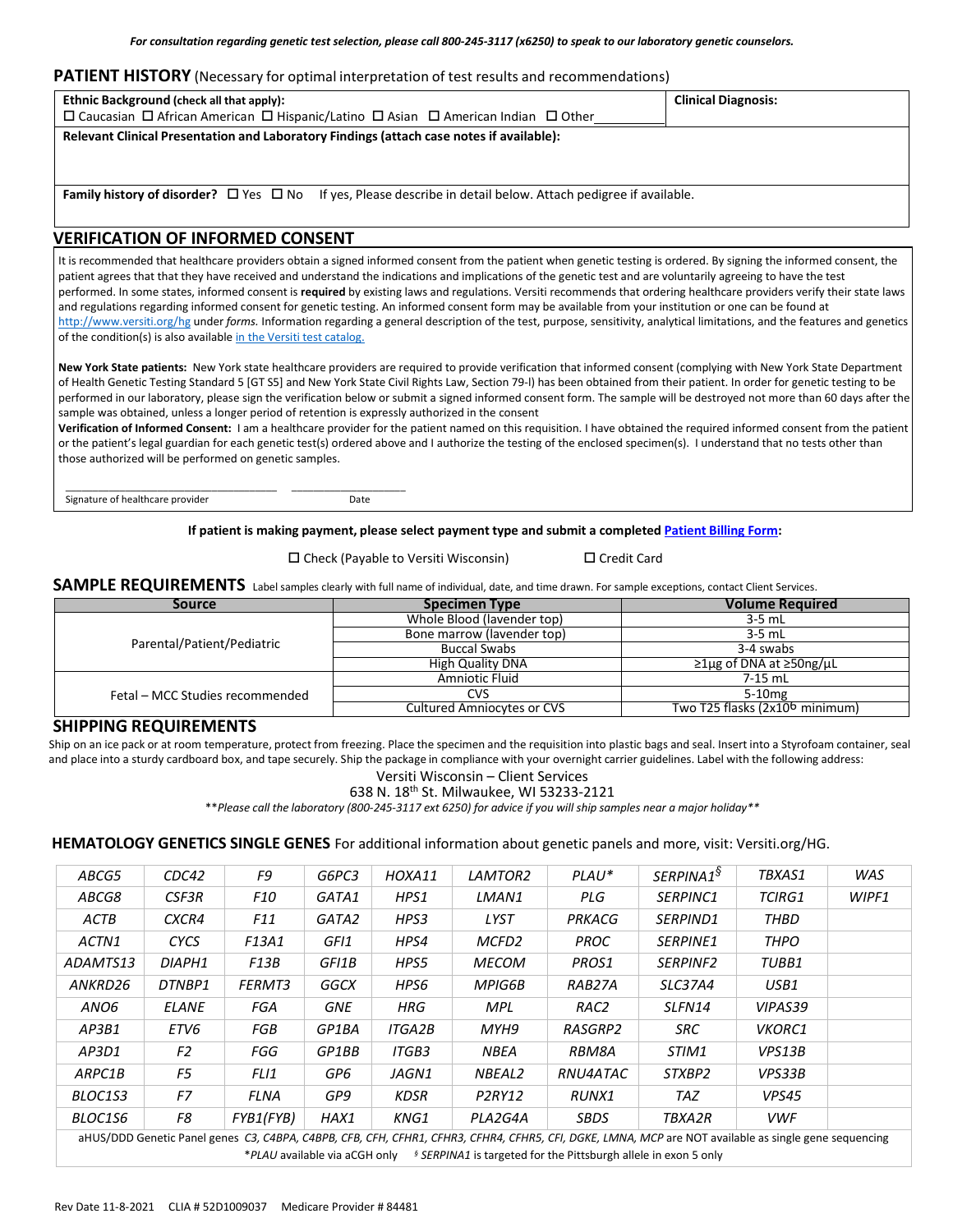*For consultation regarding genetic test selection, please call 800-245-3117 (x6250) to speak to our laboratory genetic counselors.*

## PATIENT HISTORY (Necessary for optimal interpretation of test results and recommendations)

| **Ethnic Background (check all that apply):** ☐ Caucasian ☐ African American ☐ Hispanic/Latino ☐ Asian ☐ American Indian ☐ Other\_\_\_\_\_\_\_\_ | **Clinical Diagnosis:** |
|---|---|
| **Relevant Clinical Presentation and Laboratory Findings (attach case notes if available):** | |
| **Family history of disorder?** ☐ Yes ☐ No If yes, Please describe in detail below. Attach pedigree if available. | |

## VERIFICATION OF INFORMED CONSENT

It is recommended that healthcare providers obtain a signed informed consent from the patient when genetic testing is ordered. By signing the informed consent, the patient agrees that that they have received and understand the indications and implications of the genetic test and are voluntarily agreeing to have the test performed. In some states, informed consent is **required** by existing laws and regulations. Versiti recommends that ordering healthcare providers verify their state laws and regulations regarding informed consent for genetic testing. An informed consent form may be available from your institution or one can be found at http://www.versiti.org/hg under *forms.* Information regarding a general description of the test, purpose, sensitivity, analytical limitations, and the features and genetics of the condition(s) is also available in the Versiti test catalog.

**New York State patients:** New York state healthcare providers are required to provide verification that informed consent (complying with New York State Department of Health Genetic Testing Standard 5 [GT S5] and New York State Civil Rights Law, Section 79-l) has been obtained from their patient. In order for genetic testing to be performed in our laboratory, please sign the verification below or submit a signed informed consent form. The sample will be destroyed not more than 60 days after the sample was obtained, unless a longer period of retention is expressly authorized in the consent

**Verification of Informed Consent:** I am a healthcare provider for the patient named on this requisition. I have obtained the required informed consent from the patient or the patient's legal guardian for each genetic test(s) ordered above and I authorize the testing of the enclosed specimen(s). I understand that no tests other than those authorized will be performed on genetic samples.

\_\_\_\_\_\_\_\_\_\_\_\_\_\_\_\_\_\_\_\_\_\_\_\_\_\_\_\_\_\_\_\_ \_\_\_\_\_\_\_\_\_\_\_\_\_\_\_\_\_\_
Signature of healthcare provider Date

**If patient is making payment, please select payment type and submit a completed Patient Billing Form:**

☐ Check (Payable to Versiti Wisconsin) ☐ Credit Card

## SAMPLE REQUIREMENTS
Label samples clearly with full name of individual, date, and time drawn. For sample exceptions, contact Client Services.

| Source | Specimen Type | Volume Required |
|---|---|---|
| Parental/Patient/Pediatric | Whole Blood (lavender top) | 3-5 mL |
| | Bone marrow (lavender top) | 3-5 mL |
| | Buccal Swabs | 3-4 swabs |
| | High Quality DNA | ≥1μg of DNA at ≥50ng/μL |
| Fetal – MCC Studies recommended | Amniotic Fluid | 7-15 mL |
| | CVS | 5-10mg |
| | Cultured Amniocytes or CVS | Two T25 flasks ($2x10^6$ minimum) |

## SHIPPING REQUIREMENTS

Ship on an ice pack or at room temperature, protect from freezing. Place the specimen and the requisition into plastic bags and seal. Insert into a Styrofoam container, seal and place into a sturdy cardboard box, and tape securely. Ship the package in compliance with your overnight carrier guidelines. Label with the following address:

Versiti Wisconsin – Client Services
638 N. 18th St. Milwaukee, WI 53233-2121

***Please call the laboratory (800-245-3117 ext 6250) for advice if you will ship samples near a major holiday***

## HEMATOLOGY GENETICS SINGLE GENES
For additional information about genetic panels and more, visit: Versiti.org/HG.

| | | | | | | | | | |
|---|---|---|---|---|---|---|---|---|---|
| *ABCG5* | *CDC42* | *F9* | *G6PC3* | *HOXA11* | *LAMTOR2* | *PLAU** | *SERPINA1*§ | *TBXAS1* | *WAS* |
| *ABCG8* | *CSF3R* | *F10* | *GATA1* | *HPS1* | *LMAN1* | *PLG* | *SERPINC1* | *TCIRG1* | *WIPF1* |
| *ACTB* | *CXCR4* | *F11* | *GATA2* | *HPS3* | *LYST* | *PRKACG* | *SERPIND1* | *THBD* | |
| *ACTN1* | *CYCS* | *F13A1* | *GFI1* | *HPS4* | *MCFD2* | *PROC* | *SERPINE1* | *THPO* | |
| *ADAMTS13* | *DIAPH1* | *F13B* | *GFI1B* | *HPS5* | *MECOM* | *PROS1* | *SERPINF2* | *TUBB1* | |
| *ANKRD26* | *DTNBP1* | *FERMT3* | *GGCX* | *HPS6* | *MPIG6B* | *RAB27A* | *SLC37A4* | *USB1* | |
| *ANO6* | *ELANE* | *FGA* | *GNE* | *HRG* | *MPL* | *RAC2* | *SLFN14* | *VIPAS39* | |
| *AP3B1* | *ETV6* | *FGB* | *GP1BA* | *ITGA2B* | *MYH9* | *RASGRP2* | *SRC* | *VKORC1* | |
| *AP3D1* | *F2* | *FGG* | *GP1BB* | *ITGB3* | *NBEA* | *RBM8A* | *STIM1* | *VPS13B* | |
| *ARPC1B* | *F5* | *FLI1* | *GP6* | *JAGN1* | *NBEAL2* | *RNU4ATAC* | *STXBP2* | *VPS33B* | |
| *BLOC1S3* | *F7* | *FLNA* | *GP9* | *KDSR* | *P2RY12* | *RUNX1* | *TAZ* | *VPS45* | |
| *BLOC1S6* | *F8* | *FYB1(FYB)* | *HAX1* | *KNG1* | *PLA2G4A* | *SBDS* | *TBXA2R* | *VWF* | |

aHUS/DDD Genetic Panel genes *C3, C4BPA, C4BPB, CFB, CFH, CFHR1, CFHR3, CFHR4, CFHR5, CFI, DGKE, LMNA, MCP* are NOT available as single gene sequencing

**PLAU* available via aCGH only § *SERPINA1* is targeted for the Pittsburgh allele in exon 5 only

Rev Date 11-8-2021 CLIA # 52D1009037 Medicare Provider # 84481